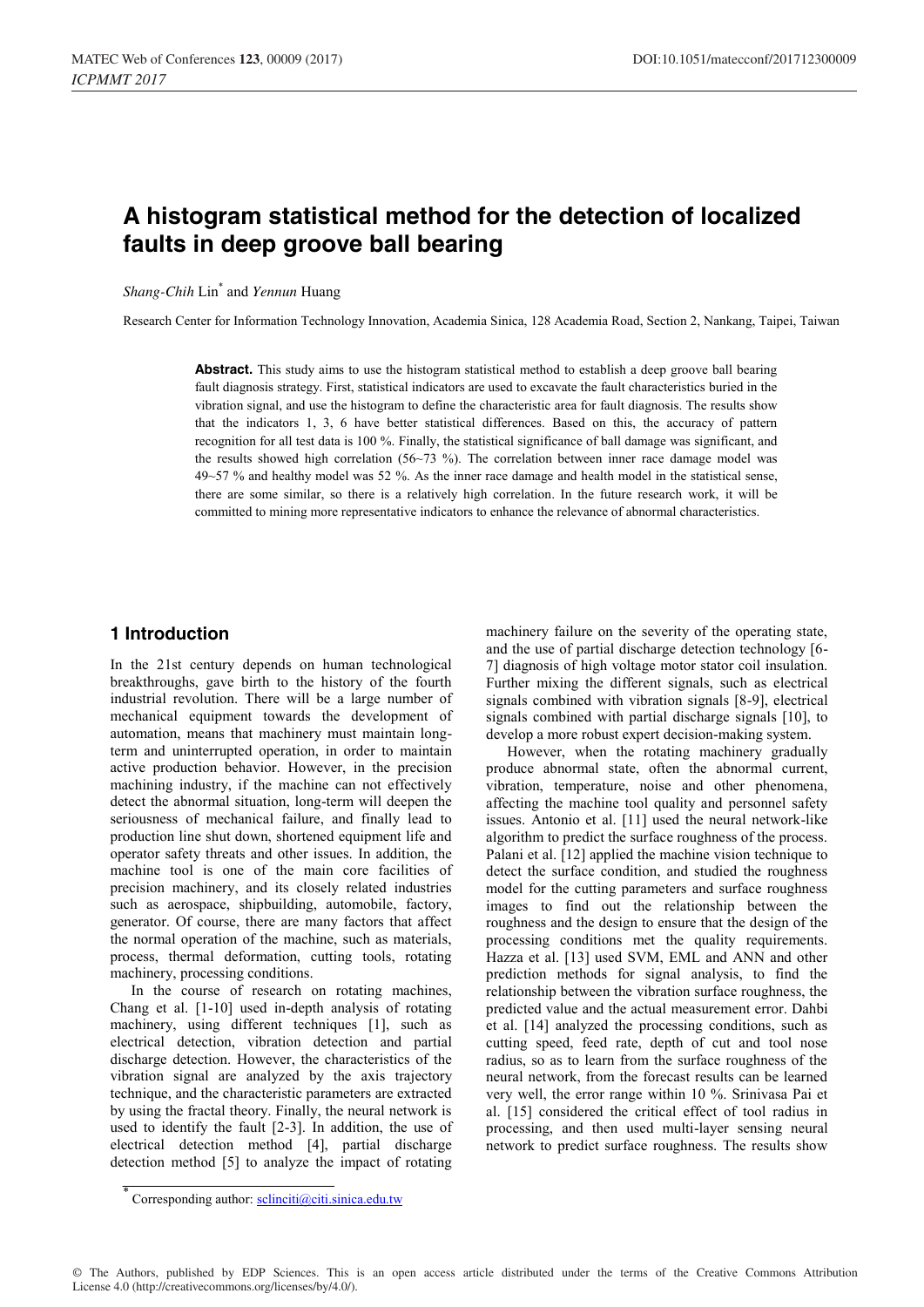# A histogram statistical method for the detection of localized faults in deep groove ball bearing

*Shang-Chih* Lin* and *Yennun* Huang

Research Center for Information Technology Innovation, Academia Sinica, 128 Academia Road, Section 2, Nankang, Taipei, Taiwan

**Abstract.** This study aims to use the histogram statistical method to establish a deep groove ball bearing fault diagnosis strategy. First, statistical indicators are used to excavate the fault characteristics buried in the vibration signal, and use the histogram to define the characteristic area for fault diagnosis. The results show that the indicators 1, 3, 6 have better statistical differences. Based on this, the accuracy of pattern recognition for all test data is 100 %. Finally, the statistical significance of ball damage was significant, and the results showed high correlation (56~73 %). The correlation between inner race damage model was 49~57 % and healthy model was 52 %. As the inner race damage and health model in the statistical sense, there are some similar, so there is a relatively high correlation. In the future research work, it will be committed to mining more representative indicators to enhance the relevance of abnormal characteristics.

## 1 Introduction

In the 21st century depends on human technological breakthroughs, gave birth to the history of the fourth industrial revolution. There will be a large number of mechanical equipment towards the development of automation, means that machinery must maintain long-term and uninterrupted operation, in order to maintain active production behavior. However, in the precision machining industry, if the machine can not effectively detect the abnormal situation, long-term will deepen the seriousness of mechanical failure, and finally lead to production line shut down, shortened equipment life and operator safety threats and other issues. In addition, the machine tool is one of the main core facilities of precision machinery, and its closely related industries such as aerospace, shipbuilding, automobile, factory, generator. Of course, there are many factors that affect the normal operation of the machine, such as materials, process, thermal deformation, cutting tools, rotating machinery, processing conditions.

In the course of research on rotating machines, Chang et al. [1-10] used in-depth analysis of rotating machinery, using different techniques [1], such as electrical detection, vibration detection and partial discharge detection. However, the characteristics of the vibration signal are analyzed by the axis trajectory technique, and the characteristic parameters are extracted by using the fractal theory. Finally, the neural network is used to identify the fault [2-3]. In addition, the use of electrical detection method [4], partial discharge detection method [5] to analyze the impact of rotating machinery failure on the severity of the operating state, and the use of partial discharge detection technology [6-7] diagnosis of high voltage motor stator coil insulation. Further mixing the different signals, such as electrical signals combined with vibration signals [8-9], electrical signals combined with partial discharge signals [10], to develop a more robust expert decision-making system.

However, when the rotating machinery gradually produce abnormal state, often the abnormal current, vibration, temperature, noise and other phenomena, affecting the machine tool quality and personnel safety issues. Antonio et al. [11] used the neural network-like algorithm to predict the surface roughness of the process. Palani et al. [12] applied the machine vision technique to detect the surface condition, and studied the roughness model for the cutting parameters and surface roughness images to find out the relationship between the roughness and the design to ensure that the design of the processing conditions met the quality requirements. Hazza et al. [13] used SVM, EML and ANN and other prediction methods for signal analysis, to find the relationship between the vibration surface roughness, the predicted value and the actual measurement error. Dahbi et al. [14] analyzed the processing conditions, such as cutting speed, feed rate, depth of cut and tool nose radius, so as to learn from the surface roughness of the neural network, from the forecast results can be learned very well, the error range within 10 %. Srinivasa Pai et al. [15] considered the critical effect of tool radius in processing, and then used multi-layer sensing neural network to predict surface roughness. The results show

* Corresponding author: sclinciti@citi.sinica.edu.tw

© The Authors, published by EDP Sciences. This is an open access article distributed under the terms of the Creative Commons Attribution License 4.0 (http://creativecommons.org/licenses/by/4.0/).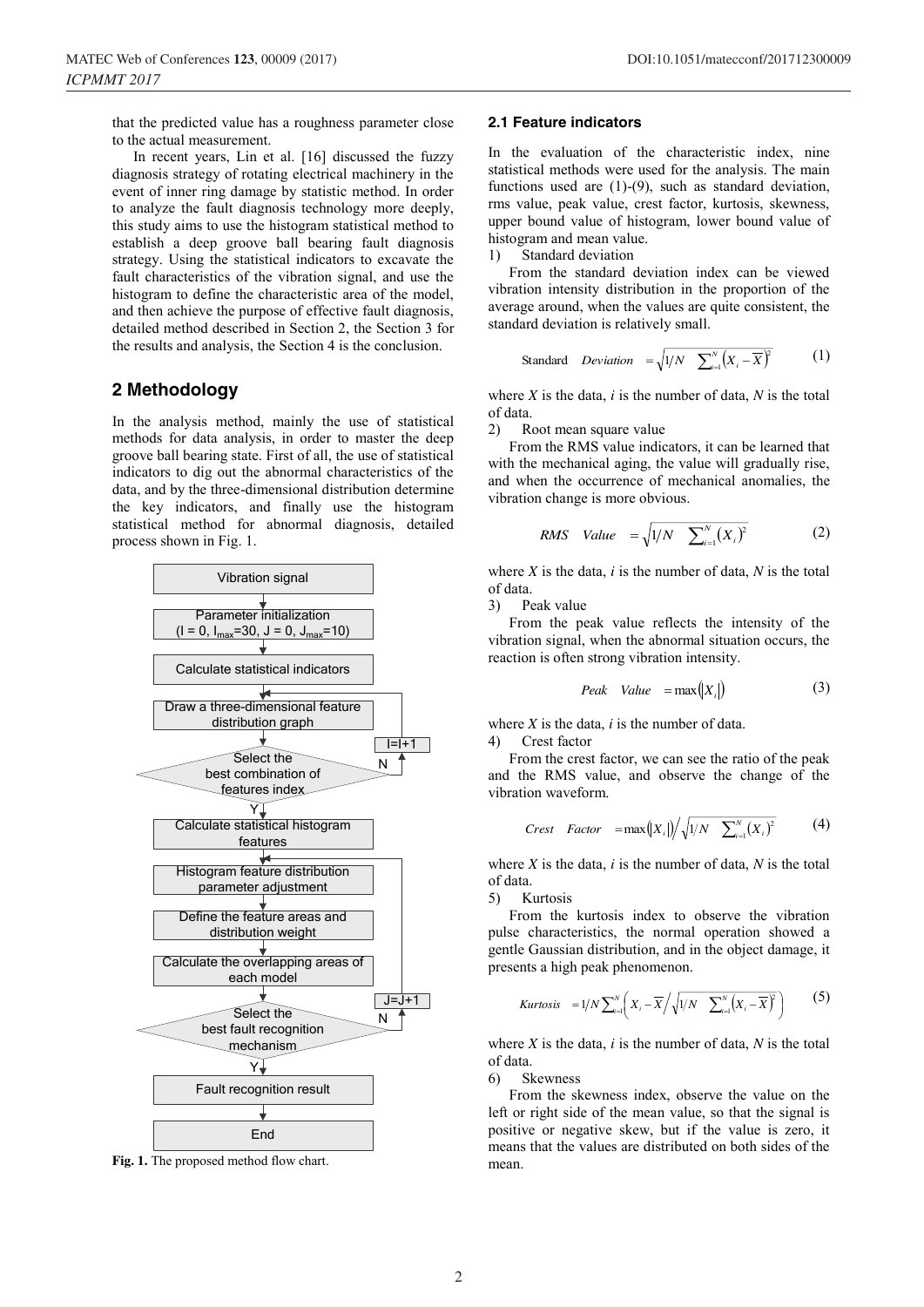that the predicted value has a roughness parameter close to the actual measurement.

In recent years, Lin et al. [16] discussed the fuzzy diagnosis strategy of rotating electrical machinery in the event of inner ring damage by statistic method. In order to analyze the fault diagnosis technology more deeply, this study aims to use the histogram statistical method to establish a deep groove ball bearing fault diagnosis strategy. Using the statistical indicators to excavate the fault characteristics of the vibration signal, and use the histogram to define the characteristic area of the model, and then achieve the purpose of effective fault diagnosis, detailed method described in Section 2, the Section 3 for the results and analysis, the Section 4 is the conclusion.

## 2 Methodology

In the analysis method, mainly the use of statistical methods for data analysis, in order to master the deep groove ball bearing state. First of all, the use of statistical indicators to dig out the abnormal characteristics of the data, and by the three-dimensional distribution determine the key indicators, and finally use the histogram statistical method for abnormal diagnosis, detailed process shown in Fig. 1.

**Fig. 1.** The proposed method flow chart.

### 2.1 Feature indicators

In the evaluation of the characteristic index, nine statistical methods were used for the analysis. The main functions used are (1)-(9), such as standard deviation, rms value, peak value, crest factor, kurtosis, skewness, upper bound value of histogram, lower bound value of histogram and mean value.

1) Standard deviation

From the standard deviation index can be viewed vibration intensity distribution in the proportion of the average around, when the values are quite consistent, the standard deviation is relatively small.

$$\text{Standard} \quad \textit{Deviation} \quad = \sqrt{1/N \quad \sum_{i=1}^{N} \left(X_i - \overline{X}\right)^2} \tag{1}$$

where $X$ is the data, $i$ is the number of data, $N$ is the total of data.

2) Root mean square value

From the RMS value indicators, it can be learned that with the mechanical aging, the value will gradually rise, and when the occurrence of mechanical anomalies, the vibration change is more obvious.

$$\textit{RMS} \quad \textit{Value} \quad = \sqrt{1/N \quad \sum_{i=1}^{N} \left(X_i\right)^2} \tag{2}$$

where $X$ is the data, $i$ is the number of data, $N$ is the total of data.

3) Peak value

From the peak value reflects the intensity of the vibration signal, when the abnormal situation occurs, the reaction is often strong vibration intensity.

$$\textit{Peak} \quad \textit{Value} \quad = \max\left(\left|X_i\right|\right) \tag{3}$$

where $X$ is the data, $i$ is the number of data.

4) Crest factor

From the crest factor, we can see the ratio of the peak and the RMS value, and observe the change of the vibration waveform.

$$\textit{Crest} \quad \textit{Factor} \quad = \max\left(\left|X_i\right|\right) \Big/ \sqrt{1/N \quad \sum_{i=1}^{N} \left(X_i\right)^2} \tag{4}$$

where $X$ is the data, $i$ is the number of data, $N$ is the total of data.

5) Kurtosis

From the kurtosis index to observe the vibration pulse characteristics, the normal operation showed a gentle Gaussian distribution, and in the object damage, it presents a high peak phenomenon.

$$\textit{Kurtosis} \quad = 1/N \sum_{i=1}^{N} \left( X_i - \overline{X} \Big/ \sqrt{1/N \quad \sum_{i=1}^{N} \left(X_i - \overline{X}\right)^2} \right) \tag{5}$$

where $X$ is the data, $i$ is the number of data, $N$ is the total of data.

6) Skewness

From the skewness index, observe the value on the left or right side of the mean value, so that the signal is positive or negative skew, but if the value is zero, it means that the values are distributed on both sides of the mean.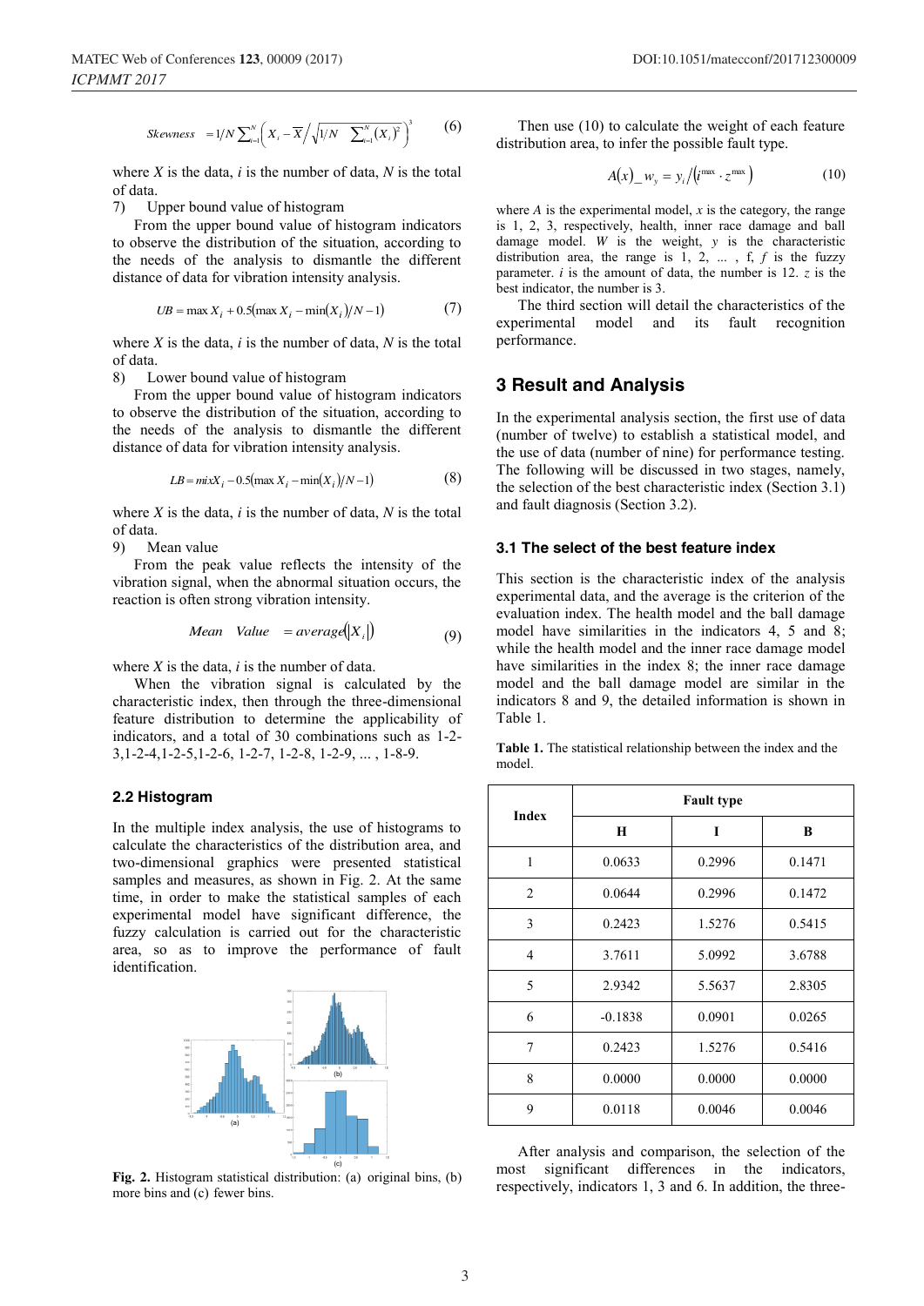$$Skewness \quad = 1/N \sum_{i=1}^{N} \left( X_i - \overline{X} \Big/ \sqrt{1/N \quad \sum_{i=1}^{N} (X_i)^2} \right)^3 \tag{6}$$

where $X$ is the data, $i$ is the number of data, $N$ is the total of data.

7) Upper bound value of histogram

From the upper bound value of histogram indicators to observe the distribution of the situation, according to the needs of the analysis to dismantle the different distance of data for vibration intensity analysis.

$$UB = \max X_i + 0.5(\max X_i - \min(X_i)/N - 1) \tag{7}$$

where $X$ is the data, $i$ is the number of data, $N$ is the total of data.

8) Lower bound value of histogram

From the upper bound value of histogram indicators to observe the distribution of the situation, according to the needs of the analysis to dismantle the different distance of data for vibration intensity analysis.

$$LB = mixX_i - 0.5(\max X_i - \min(X_i)/N - 1) \tag{8}$$

where $X$ is the data, $i$ is the number of data, $N$ is the total of data.

9) Mean value

From the peak value reflects the intensity of the vibration signal, when the abnormal situation occurs, the reaction is often strong vibration intensity.

$$Mean \quad Value \quad = average(|X_i|) \tag{9}$$

where $X$ is the data, $i$ is the number of data.

When the vibration signal is calculated by the characteristic index, then through the three-dimensional feature distribution to determine the applicability of indicators, and a total of 30 combinations such as 1-2-3,1-2-4,1-2-5,1-2-6, 1-2-7, 1-2-8, 1-2-9, ... , 1-8-9.

## 2.2 Histogram

In the multiple index analysis, the use of histograms to calculate the characteristics of the distribution area, and two-dimensional graphics were presented statistical samples and measures, as shown in Fig. 2. At the same time, in order to make the statistical samples of each experimental model have significant difference, the fuzzy calculation is carried out for the characteristic area, so as to improve the performance of fault identification.

**Fig. 2.** Histogram statistical distribution: (a) original bins, (b) more bins and (c) fewer bins.

Then use (10) to calculate the weight of each feature distribution area, to infer the possible fault type.

$$A(x)\_w_y = y_i / (i^{\max} \cdot z^{\max}) \tag{10}$$

where $A$ is the experimental model, $x$ is the category, the range is 1, 2, 3, respectively, health, inner race damage and ball damage model. $W$ is the weight, $y$ is the characteristic distribution area, the range is 1, 2, ... , f, $f$ is the fuzzy parameter. $i$ is the amount of data, the number is 12. $z$ is the best indicator, the number is 3.

The third section will detail the characteristics of the experimental model and its fault recognition performance.

# 3 Result and Analysis

In the experimental analysis section, the first use of data (number of twelve) to establish a statistical model, and the use of data (number of nine) for performance testing. The following will be discussed in two stages, namely, the selection of the best characteristic index (Section 3.1) and fault diagnosis (Section 3.2).

## 3.1 The select of the best feature index

This section is the characteristic index of the analysis experimental data, and the average is the criterion of the evaluation index. The health model and the ball damage model have similarities in the indicators 4, 5 and 8; while the health model and the inner race damage model have similarities in the index 8; the inner race damage model and the ball damage model are similar in the indicators 8 and 9, the detailed information is shown in Table 1.

**Table 1.** The statistical relationship between the index and the model.

| Index | Fault type | | |
|---|---|---|---|
| | H | I | B |
| 1 | 0.0633 | 0.2996 | 0.1471 |
| 2 | 0.0644 | 0.2996 | 0.1472 |
| 3 | 0.2423 | 1.5276 | 0.5415 |
| 4 | 3.7611 | 5.0992 | 3.6788 |
| 5 | 2.9342 | 5.5637 | 2.8305 |
| 6 | -0.1838 | 0.0901 | 0.0265 |
| 7 | 0.2423 | 1.5276 | 0.5416 |
| 8 | 0.0000 | 0.0000 | 0.0000 |
| 9 | 0.0118 | 0.0046 | 0.0046 |

After analysis and comparison, the selection of the most significant differences in the indicators, respectively, indicators 1, 3 and 6. In addition, the three-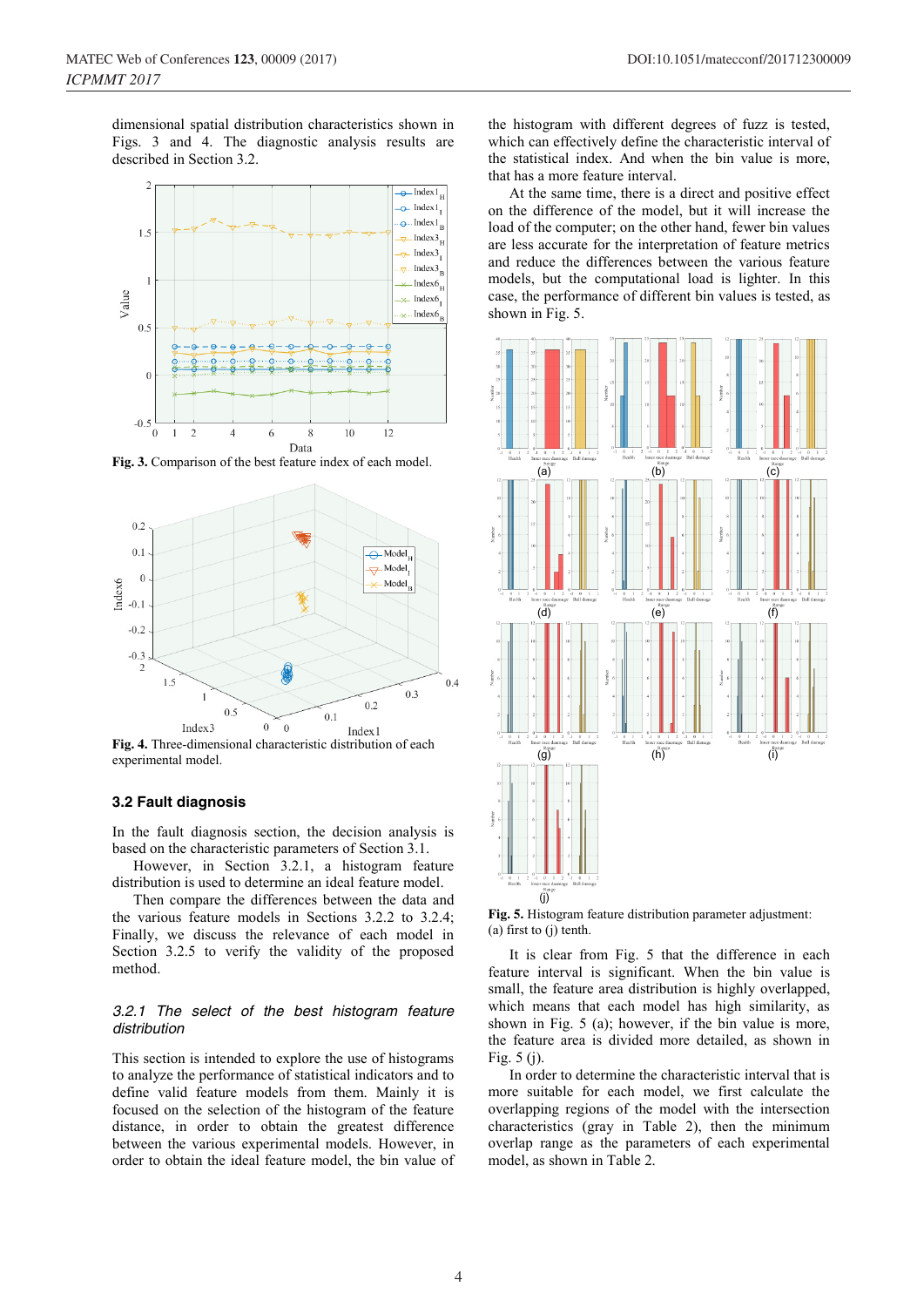dimensional spatial distribution characteristics shown in Figs. 3 and 4. The diagnostic analysis results are described in Section 3.2.

**Fig. 3.** Comparison of the best feature index of each model.

**Fig. 4.** Three-dimensional characteristic distribution of each experimental model.

### 3.2 Fault diagnosis

In the fault diagnosis section, the decision analysis is based on the characteristic parameters of Section 3.1.

However, in Section 3.2.1, a histogram feature distribution is used to determine an ideal feature model.

Then compare the differences between the data and the various feature models in Sections 3.2.2 to 3.2.4; Finally, we discuss the relevance of each model in Section 3.2.5 to verify the validity of the proposed method.

#### *3.2.1 The select of the best histogram feature distribution*

This section is intended to explore the use of histograms to analyze the performance of statistical indicators and to define valid feature models from them. Mainly it is focused on the selection of the histogram of the feature distance, in order to obtain the greatest difference between the various experimental models. However, in order to obtain the ideal feature model, the bin value of the histogram with different degrees of fuzz is tested, which can effectively define the characteristic interval of the statistical index. And when the bin value is more, that has a more feature interval.

At the same time, there is a direct and positive effect on the difference of the model, but it will increase the load of the computer; on the other hand, fewer bin values are less accurate for the interpretation of feature metrics and reduce the differences between the various feature models, but the computational load is lighter. In this case, the performance of different bin values is tested, as shown in Fig. 5.

**Fig. 5.** Histogram feature distribution parameter adjustment: (a) first to (j) tenth.

It is clear from Fig. 5 that the difference in each feature interval is significant. When the bin value is small, the feature area distribution is highly overlapped, which means that each model has high similarity, as shown in Fig. 5 (a); however, if the bin value is more, the feature area is divided more detailed, as shown in Fig. 5 (j).

In order to determine the characteristic interval that is more suitable for each model, we first calculate the overlapping regions of the model with the intersection characteristics (gray in Table 2), then the minimum overlap range as the parameters of each experimental model, as shown in Table 2.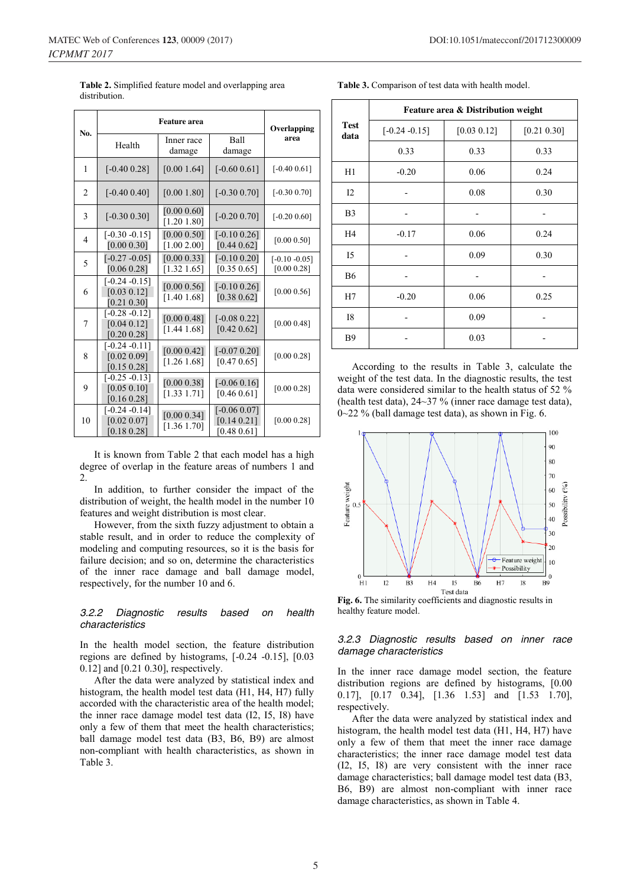**Table 2.** Simplified feature model and overlapping area distribution.

| No. | Feature area | | | Overlapping area |
|---|---|---|---|---|
| | Health | Inner race damage | Ball damage | |
| 1 | [-0.40 0.28] | [0.00 1.64] | [-0.60 0.61] | [-0.40 0.61] |
| 2 | [-0.40 0.40] | [0.00 1.80] | [-0.30 0.70] | [-0.30 0.70] |
| 3 | [-0.30 0.30] | [0.00 0.60] [1.20 1.80] | [-0.20 0.70] | [-0.20 0.60] |
| 4 | [-0.30 -0.15] [0.00 0.30] | [0.00 0.50] [1.00 2.00] | [-0.10 0.26] [0.44 0.62] | [0.00 0.50] |
| 5 | [-0.27 -0.05] [0.06 0.28] | [0.00 0.33] [1.32 1.65] | [-0.10 0.20] [0.35 0.65] | [-0.10 -0.05] [0.00 0.28] |
| 6 | [-0.24 -0.15] [0.03 0.12] [0.21 0.30] | [0.00 0.56] [1.40 1.68] | [-0.10 0.26] [0.38 0.62] | [0.00 0.56] |
| 7 | [-0.28 -0.12] [0.04 0.12] [0.20 0.28] | [0.00 0.48] [1.44 1.68] | [-0.08 0.22] [0.42 0.62] | [0.00 0.48] |
| 8 | [-0.24 -0.11] [0.02 0.09] [0.15 0.28] | [0.00 0.42] [1.26 1.68] | [-0.07 0.20] [0.47 0.65] | [0.00 0.28] |
| 9 | [-0.25 -0.13] [0.05 0.10] [0.16 0.28] | [0.00 0.38] [1.33 1.71] | [-0.06 0.16] [0.46 0.61] | [0.00 0.28] |
| 10 | [-0.24 -0.14] [0.02 0.07] [0.18 0.28] | [0.00 0.34] [1.36 1.70] | [-0.06 0.07] [0.14 0.21] [0.48 0.61] | [0.00 0.28] |

It is known from Table 2 that each model has a high degree of overlap in the feature areas of numbers 1 and 2.

In addition, to further consider the impact of the distribution of weight, the health model in the number 10 features and weight distribution is most clear.

However, from the sixth fuzzy adjustment to obtain a stable result, and in order to reduce the complexity of modeling and computing resources, so it is the basis for failure decision; and so on, determine the characteristics of the inner race damage and ball damage model, respectively, for the number 10 and 6.

### *3.2.2 Diagnostic results based on health characteristics*

In the health model section, the feature distribution regions are defined by histograms, [-0.24 -0.15], [0.03 0.12] and [0.21 0.30], respectively.

After the data were analyzed by statistical index and histogram, the health model test data (H1, H4, H7) fully accorded with the characteristic area of the health model; the inner race damage model test data (I2, I5, I8) have only a few of them that meet the health characteristics; ball damage model test data (B3, B6, B9) are almost non-compliant with health characteristics, as shown in Table 3.

**Table 3.** Comparison of test data with health model.

| Test data | Feature area & Distribution weight | | |
|---|---|---|---|
| | [-0.24 -0.15] | [0.03 0.12] | [0.21 0.30] |
| | 0.33 | 0.33 | 0.33 |
| H1 | -0.20 | 0.06 | 0.24 |
| I2 | - | 0.08 | 0.30 |
| B3 | - | - | - |
| H4 | -0.17 | 0.06 | 0.24 |
| I5 | - | 0.09 | 0.30 |
| B6 | - | - | - |
| H7 | -0.20 | 0.06 | 0.25 |
| I8 | - | 0.09 | - |
| B9 | - | 0.03 | - |

According to the results in Table 3, calculate the weight of the test data. In the diagnostic results, the test data were considered similar to the health status of 52 % (health test data), 24~37 % (inner race damage test data), 0~22 % (ball damage test data), as shown in Fig. 6.

**Fig. 6.** The similarity coefficients and diagnostic results in healthy feature model.

### *3.2.3 Diagnostic results based on inner race damage characteristics*

In the inner race damage model section, the feature distribution regions are defined by histograms, [0.00 0.17], [0.17 0.34], [1.36 1.53] and [1.53 1.70], respectively.

After the data were analyzed by statistical index and histogram, the health model test data (H1, H4, H7) have only a few of them that meet the inner race damage characteristics; the inner race damage model test data (I2, I5, I8) are very consistent with the inner race damage characteristics; ball damage model test data (B3, B6, B9) are almost non-compliant with inner race damage characteristics, as shown in Table 4.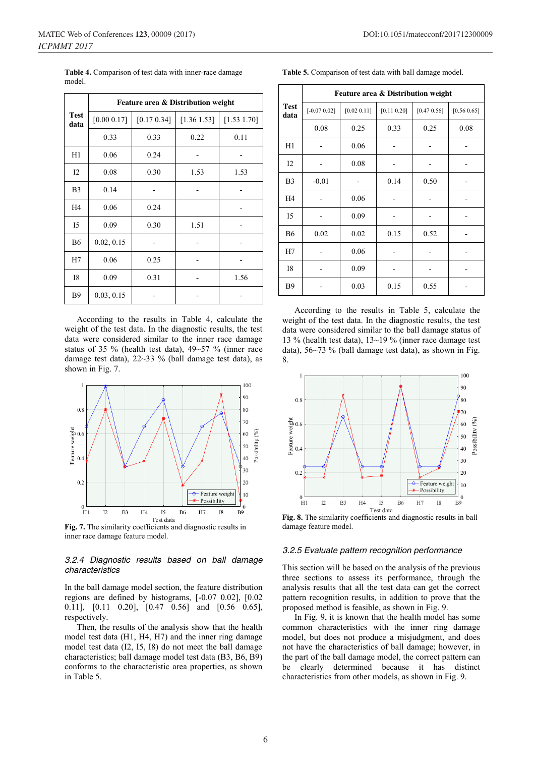**Table 4.** Comparison of test data with inner-race damage model.

| Test data | Feature area & Distribution weight | | | |
|---|---|---|---|---|
| | [0.00 0.17] | [0.17 0.34] | [1.36 1.53] | [1.53 1.70] |
| | 0.33 | 0.33 | 0.22 | 0.11 |
| H1 | 0.06 | 0.24 | - | - |
| I2 | 0.08 | 0.30 | 1.53 | 1.53 |
| B3 | 0.14 | - | - | - |
| H4 | 0.06 | 0.24 | | - |
| I5 | 0.09 | 0.30 | 1.51 | - |
| B6 | 0.02, 0.15 | - | - | - |
| H7 | 0.06 | 0.25 | - | - |
| I8 | 0.09 | 0.31 | - | 1.56 |
| B9 | 0.03, 0.15 | - | - | - |

According to the results in Table 4, calculate the weight of the test data. In the diagnostic results, the test data were considered similar to the inner race damage status of 35 % (health test data), 49~57 % (inner race damage test data), 22~33 % (ball damage test data), as shown in Fig. 7.

**Fig. 7.** The similarity coefficients and diagnostic results in inner race damage feature model.

### 3.2.4 Diagnostic results based on ball damage characteristics

In the ball damage model section, the feature distribution regions are defined by histograms, [-0.07 0.02], [0.02 0.11], [0.11 0.20], [0.47 0.56] and [0.56 0.65], respectively.

Then, the results of the analysis show that the health model test data (H1, H4, H7) and the inner ring damage model test data (I2, I5, I8) do not meet the ball damage characteristics; ball damage model test data (B3, B6, B9) conforms to the characteristic area properties, as shown in Table 5.

**Table 5.** Comparison of test data with ball damage model.

| Test data | Feature area & Distribution weight | | | | |
|---|---|---|---|---|---|
| | [-0.07 0.02] | [0.02 0.11] | [0.11 0.20] | [0.47 0.56] | [0.56 0.65] |
| | 0.08 | 0.25 | 0.33 | 0.25 | 0.08 |
| H1 | - | 0.06 | - | - | - |
| I2 | - | 0.08 | - | - | - |
| B3 | -0.01 | - | 0.14 | 0.50 | - |
| H4 | - | 0.06 | - | - | - |
| I5 | - | 0.09 | - | - | - |
| B6 | 0.02 | 0.02 | 0.15 | 0.52 | - |
| H7 | - | 0.06 | - | - | - |
| I8 | - | 0.09 | - | - | - |
| B9 | - | 0.03 | 0.15 | 0.55 | - |

According to the results in Table 5, calculate the weight of the test data. In the diagnostic results, the test data were considered similar to the ball damage status of 13 % (health test data), 13~19 % (inner race damage test data), 56~73 % (ball damage test data), as shown in Fig. 8.

**Fig. 8.** The similarity coefficients and diagnostic results in ball damage feature model.

### 3.2.5 Evaluate pattern recognition performance

This section will be based on the analysis of the previous three sections to assess its performance, through the analysis results that all the test data can get the correct pattern recognition results, in addition to prove that the proposed method is feasible, as shown in Fig. 9.

In Fig. 9, it is known that the health model has some common characteristics with the inner ring damage model, but does not produce a misjudgment, and does not have the characteristics of ball damage; however, in the part of the ball damage model, the correct pattern can be clearly determined because it has distinct characteristics from other models, as shown in Fig. 9.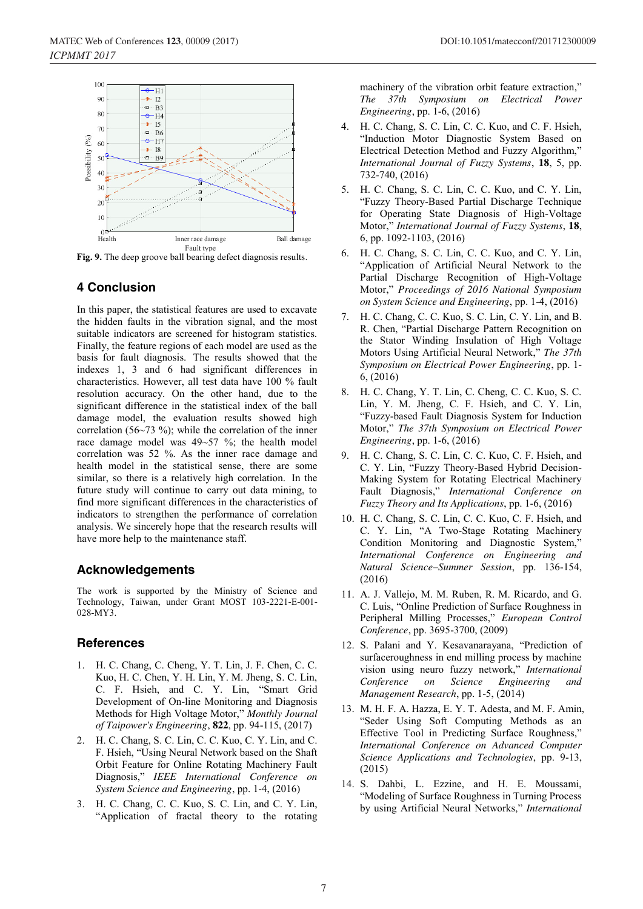**Fig. 9.** The deep groove ball bearing defect diagnosis results.

## 4 Conclusion

In this paper, the statistical features are used to excavate the hidden faults in the vibration signal, and the most suitable indicators are screened for histogram statistics. Finally, the feature regions of each model are used as the basis for fault diagnosis. The results showed that the indexes 1, 3 and 6 had significant differences in characteristics. However, all test data have 100 % fault resolution accuracy. On the other hand, due to the significant difference in the statistical index of the ball damage model, the evaluation results showed high correlation (56~73 %); while the correlation of the inner race damage model was 49~57 %; the health model correlation was 52 %. As the inner race damage and health model in the statistical sense, there are some similar, so there is a relatively high correlation. In the future study will continue to carry out data mining, to find more significant differences in the characteristics of indicators to strengthen the performance of correlation analysis. We sincerely hope that the research results will have more help to the maintenance staff.

## Acknowledgements

The work is supported by the Ministry of Science and Technology, Taiwan, under Grant MOST 103-2221-E-001-028-MY3.

## References

1. H. C. Chang, C. Cheng, Y. T. Lin, J. F. Chen, C. C. Kuo, H. C. Chen, Y. H. Lin, Y. M. Jheng, S. C. Lin, C. F. Hsieh, and C. Y. Lin, "Smart Grid Development of On-line Monitoring and Diagnosis Methods for High Voltage Motor," *Monthly Journal of Taipower's Engineering*, **822**, pp. 94-115, (2017)
2. H. C. Chang, S. C. Lin, C. C. Kuo, C. Y. Lin, and C. F. Hsieh, "Using Neural Network based on the Shaft Orbit Feature for Online Rotating Machinery Fault Diagnosis," *IEEE International Conference on System Science and Engineering*, pp. 1-4, (2016)
3. H. C. Chang, C. C. Kuo, S. C. Lin, and C. Y. Lin, "Application of fractal theory to the rotating machinery of the vibration orbit feature extraction," *The 37th Symposium on Electrical Power Engineering*, pp. 1-6, (2016)
4. H. C. Chang, S. C. Lin, C. C. Kuo, and C. F. Hsieh, "Induction Motor Diagnostic System Based on Electrical Detection Method and Fuzzy Algorithm," *International Journal of Fuzzy Systems*, **18**, 5, pp. 732-740, (2016)
5. H. C. Chang, S. C. Lin, C. C. Kuo, and C. Y. Lin, "Fuzzy Theory-Based Partial Discharge Technique for Operating State Diagnosis of High-Voltage Motor," *International Journal of Fuzzy Systems*, **18**, 6, pp. 1092-1103, (2016)
6. H. C. Chang, S. C. Lin, C. C. Kuo, and C. Y. Lin, "Application of Artificial Neural Network to the Partial Discharge Recognition of High-Voltage Motor," *Proceedings of 2016 National Symposium on System Science and Engineering*, pp. 1-4, (2016)
7. H. C. Chang, C. C. Kuo, S. C. Lin, C. Y. Lin, and B. R. Chen, "Partial Discharge Pattern Recognition on the Stator Winding Insulation of High Voltage Motors Using Artificial Neural Network," *The 37th Symposium on Electrical Power Engineering*, pp. 1-6, (2016)
8. H. C. Chang, Y. T. Lin, C. Cheng, C. C. Kuo, S. C. Lin, Y. M. Jheng, C. F. Hsieh, and C. Y. Lin, "Fuzzy-based Fault Diagnosis System for Induction Motor," *The 37th Symposium on Electrical Power Engineering*, pp. 1-6, (2016)
9. H. C. Chang, S. C. Lin, C. C. Kuo, C. F. Hsieh, and C. Y. Lin, "Fuzzy Theory-Based Hybrid Decision-Making System for Rotating Electrical Machinery Fault Diagnosis," *International Conference on Fuzzy Theory and Its Applications*, pp. 1-6, (2016)
10. H. C. Chang, S. C. Lin, C. C. Kuo, C. F. Hsieh, and C. Y. Lin, "A Two-Stage Rotating Machinery Condition Monitoring and Diagnostic System," *International Conference on Engineering and Natural Science–Summer Session*, pp. 136-154, (2016)
11. A. J. Vallejo, M. M. Ruben, R. M. Ricardo, and G. C. Luis, "Online Prediction of Surface Roughness in Peripheral Milling Processes," *European Control Conference*, pp. 3695-3700, (2009)
12. S. Palani and Y. Kesavanarayana, "Prediction of surfaceroughness in end milling process by machine vision using neuro fuzzy network," *International Conference on Science Engineering and Management Research*, pp. 1-5, (2014)
13. M. H. F. A. Hazza, E. Y. T. Adesta, and M. F. Amin, "Seder Using Soft Computing Methods as an Effective Tool in Predicting Surface Roughness," *International Conference on Advanced Computer Science Applications and Technologies*, pp. 9-13, (2015)
14. S. Dahbi, L. Ezzine, and H. E. Moussami, "Modeling of Surface Roughness in Turning Process by using Artificial Neural Networks," *International*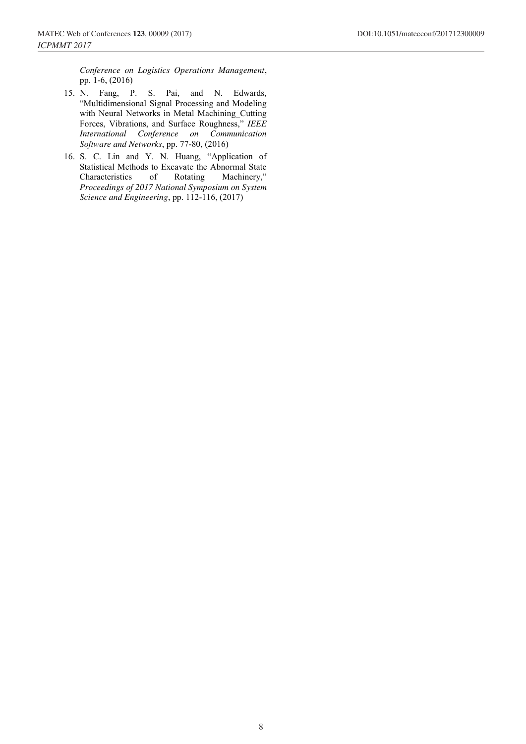*Conference on Logistics Operations Management*, pp. 1-6, (2016)

15. N. Fang, P. S. Pai, and N. Edwards, "Multidimensional Signal Processing and Modeling with Neural Networks in Metal Machining_Cutting Forces, Vibrations, and Surface Roughness," *IEEE International Conference on Communication Software and Networks*, pp. 77-80, (2016)
16. S. C. Lin and Y. N. Huang, "Application of Statistical Methods to Excavate the Abnormal State Characteristics of Rotating Machinery," *Proceedings of 2017 National Symposium on System Science and Engineering*, pp. 112-116, (2017)